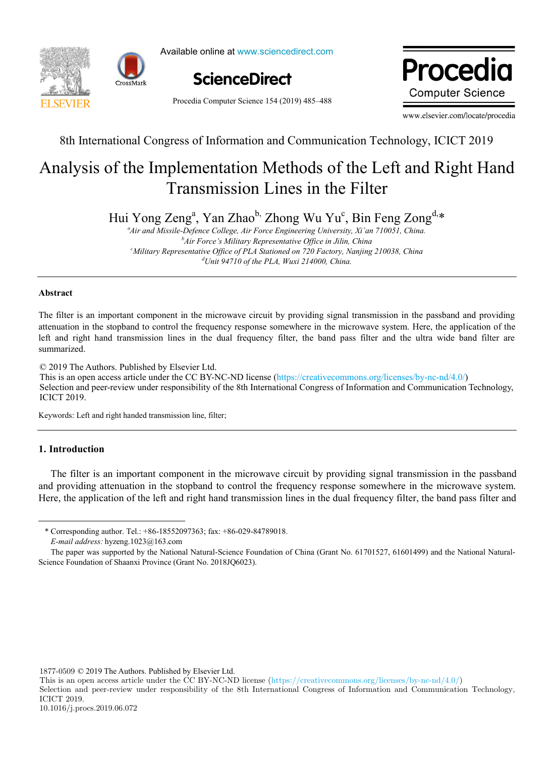8th International Congress of Information and Communication Technology, ICICT 2019

# Analysis of the Implementation Methods of the Left and Right Hand Transmission Lines in the Filter

Hui Yong Zeng[a], Yan Zhao[b,] Zhong Wu Yu[c], Bin Feng Zong[d,]*

[a]*Air and Missile-Defence College, Air Force Engineering University, Xi'an 710051, China.*
[b]*Air Force's Military Representative Office in Jilin, China*
[c]*Military Representative Office of PLA Stationed on 720 Factory, Nanjing 210038, China*
[d]*Unit 94710 of the PLA, Wuxi 214000, China.*

---

### Abstract

The filter is an important component in the microwave circuit by providing signal transmission in the passband and providing attenuation in the stopband to control the frequency response somewhere in the microwave system. Here, the application of the left and right hand transmission lines in the dual frequency filter, the band pass filter and the ultra wide band filter are summarized.

© 2019 The Authors. Published by Elsevier Ltd.
This is an open access article under the CC BY-NC-ND license (https://creativecommons.org/licenses/by-nc-nd/4.0/)
Selection and peer-review under responsibility of the 8th International Congress of Information and Communication Technology, ICICT 2019.

Keywords: Left and right handed transmission line, filter;

---

## 1. Introduction

The filter is an important component in the microwave circuit by providing signal transmission in the passband and providing attenuation in the stopband to control the frequency response somewhere in the microwave system. Here, the application of the left and right hand transmission lines in the dual frequency filter, the band pass filter and

---

\* Corresponding author. Tel.: +86-18552097363; fax: +86-029-84789018.
*E-mail address:* hyzeng.1023@163.com
The paper was supported by the National Natural-Science Foundation of China (Grant No. 61701527, 61601499) and the National Natural-Science Foundation of Shaanxi Province (Grant No. 2018JQ6023).

1877-0509 © 2019 The Authors. Published by Elsevier Ltd.
This is an open access article under the CC BY-NC-ND license (https://creativecommons.org/licenses/by-nc-nd/4.0/)
Selection and peer-review under responsibility of the 8th International Congress of Information and Communication Technology, ICICT 2019.
10.1016/j.procs.2019.06.072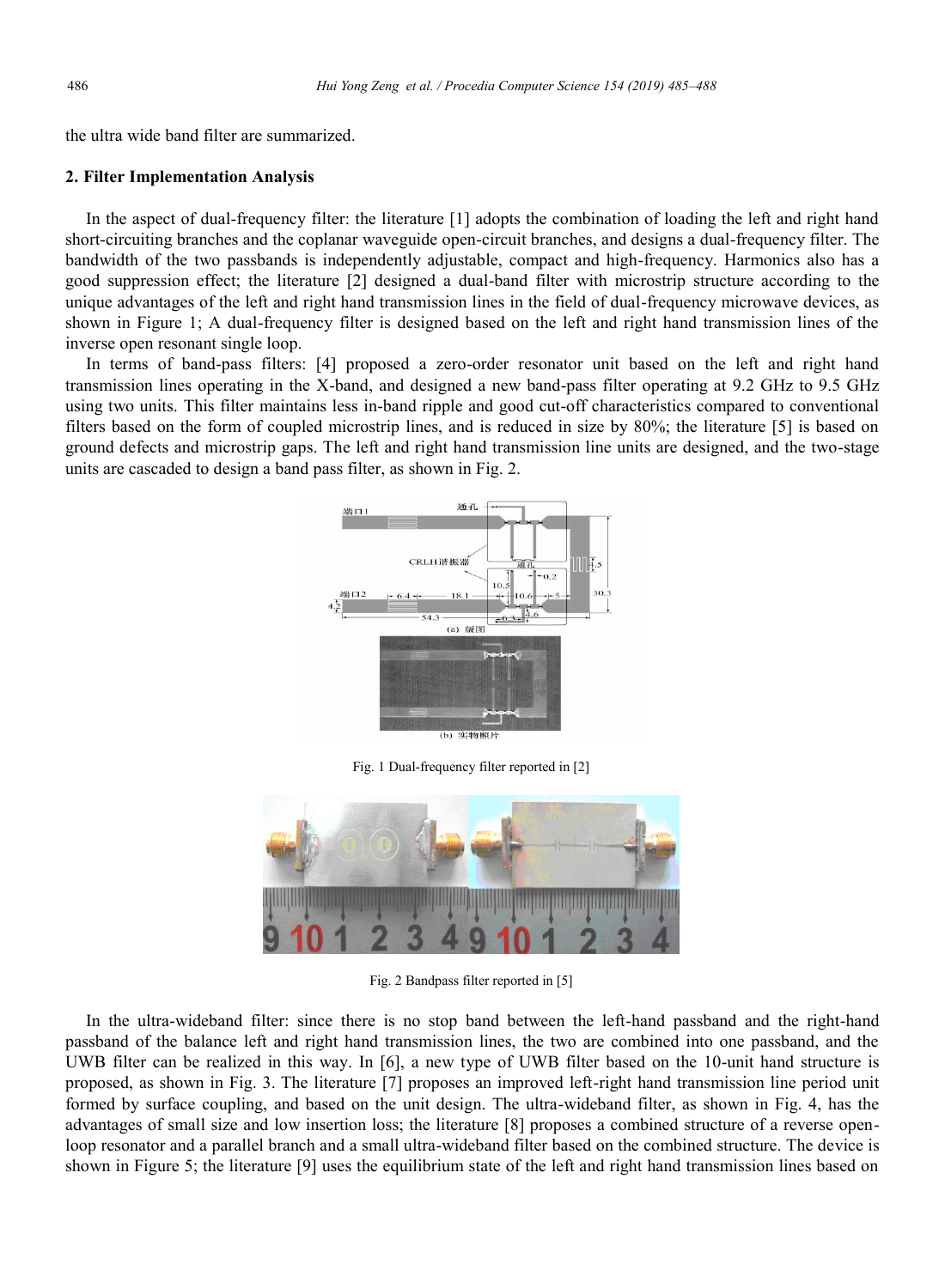the ultra wide band filter are summarized.

## 2. Filter Implementation Analysis

In the aspect of dual-frequency filter: the literature [1] adopts the combination of loading the left and right hand short-circuiting branches and the coplanar waveguide open-circuit branches, and designs a dual-frequency filter. The bandwidth of the two passbands is independently adjustable, compact and high-frequency. Harmonics also has a good suppression effect; the literature [2] designed a dual-band filter with microstrip structure according to the unique advantages of the left and right hand transmission lines in the field of dual-frequency microwave devices, as shown in Figure 1; A dual-frequency filter is designed based on the left and right hand transmission lines of the inverse open resonant single loop.

In terms of band-pass filters: [4] proposed a zero-order resonator unit based on the left and right hand transmission lines operating in the X-band, and designed a new band-pass filter operating at 9.2 GHz to 9.5 GHz using two units. This filter maintains less in-band ripple and good cut-off characteristics compared to conventional filters based on the form of coupled microstrip lines, and is reduced in size by 80%; the literature [5] is based on ground defects and microstrip gaps. The left and right hand transmission line units are designed, and the two-stage units are cascaded to design a band pass filter, as shown in Fig. 2.

Fig. 1 Dual-frequency filter reported in [2]

Fig. 2 Bandpass filter reported in [5]

In the ultra-wideband filter: since there is no stop band between the left-hand passband and the right-hand passband of the balance left and right hand transmission lines, the two are combined into one passband, and the UWB filter can be realized in this way. In [6], a new type of UWB filter based on the 10-unit hand structure is proposed, as shown in Fig. 3. The literature [7] proposes an improved left-right hand transmission line period unit formed by surface coupling, and based on the unit design. The ultra-wideband filter, as shown in Fig. 4, has the advantages of small size and low insertion loss; the literature [8] proposes a combined structure of a reverse open-loop resonator and a parallel branch and a small ultra-wideband filter based on the combined structure. The device is shown in Figure 5; the literature [9] uses the equilibrium state of the left and right hand transmission lines based on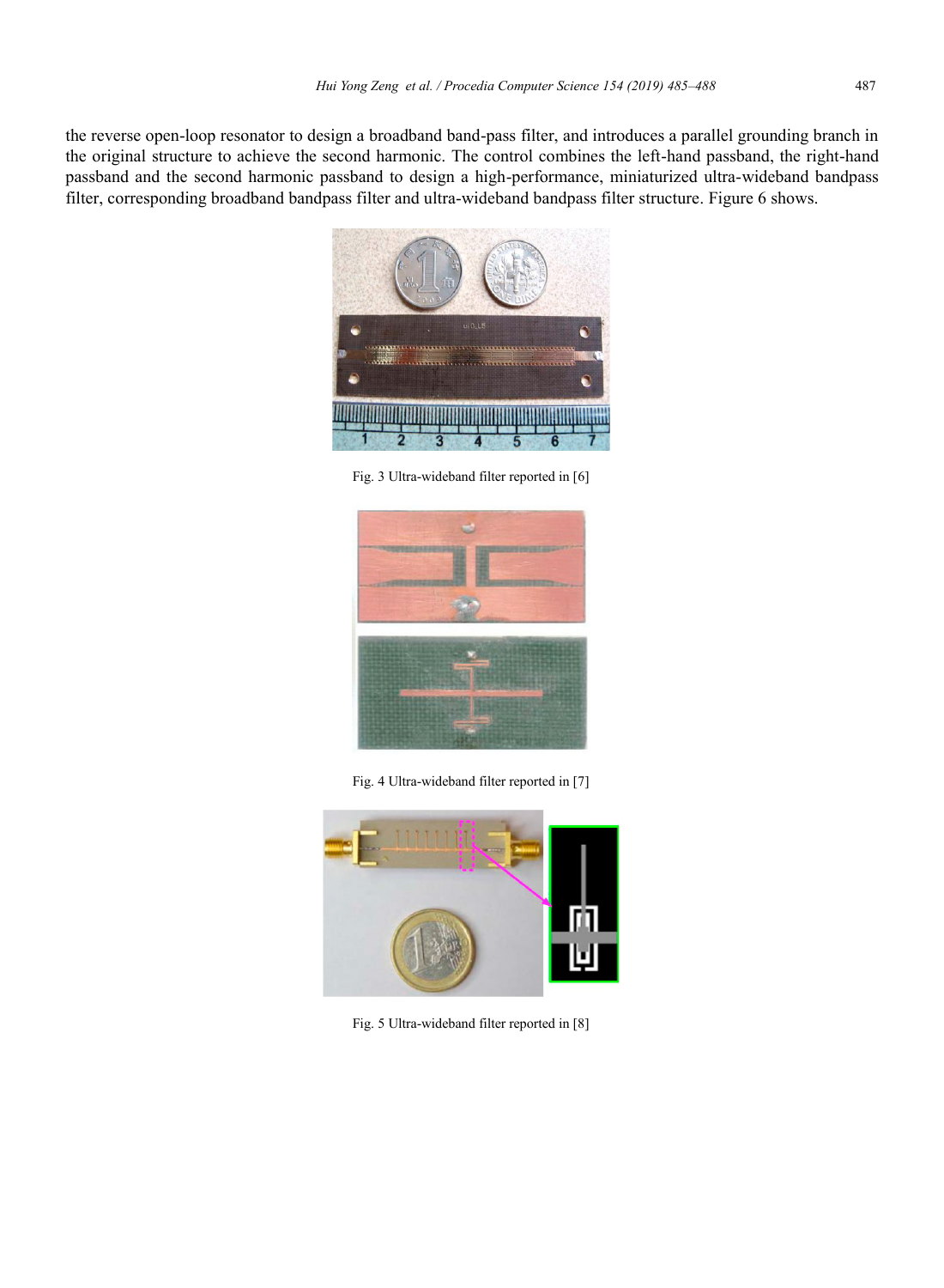the reverse open-loop resonator to design a broadband band-pass filter, and introduces a parallel grounding branch in the original structure to achieve the second harmonic. The control combines the left-hand passband, the right-hand passband and the second harmonic passband to design a high-performance, miniaturized ultra-wideband bandpass filter, corresponding broadband bandpass filter and ultra-wideband bandpass filter structure. Figure 6 shows.

Fig. 3 Ultra-wideband filter reported in [6]

Fig. 4 Ultra-wideband filter reported in [7]

Fig. 5 Ultra-wideband filter reported in [8]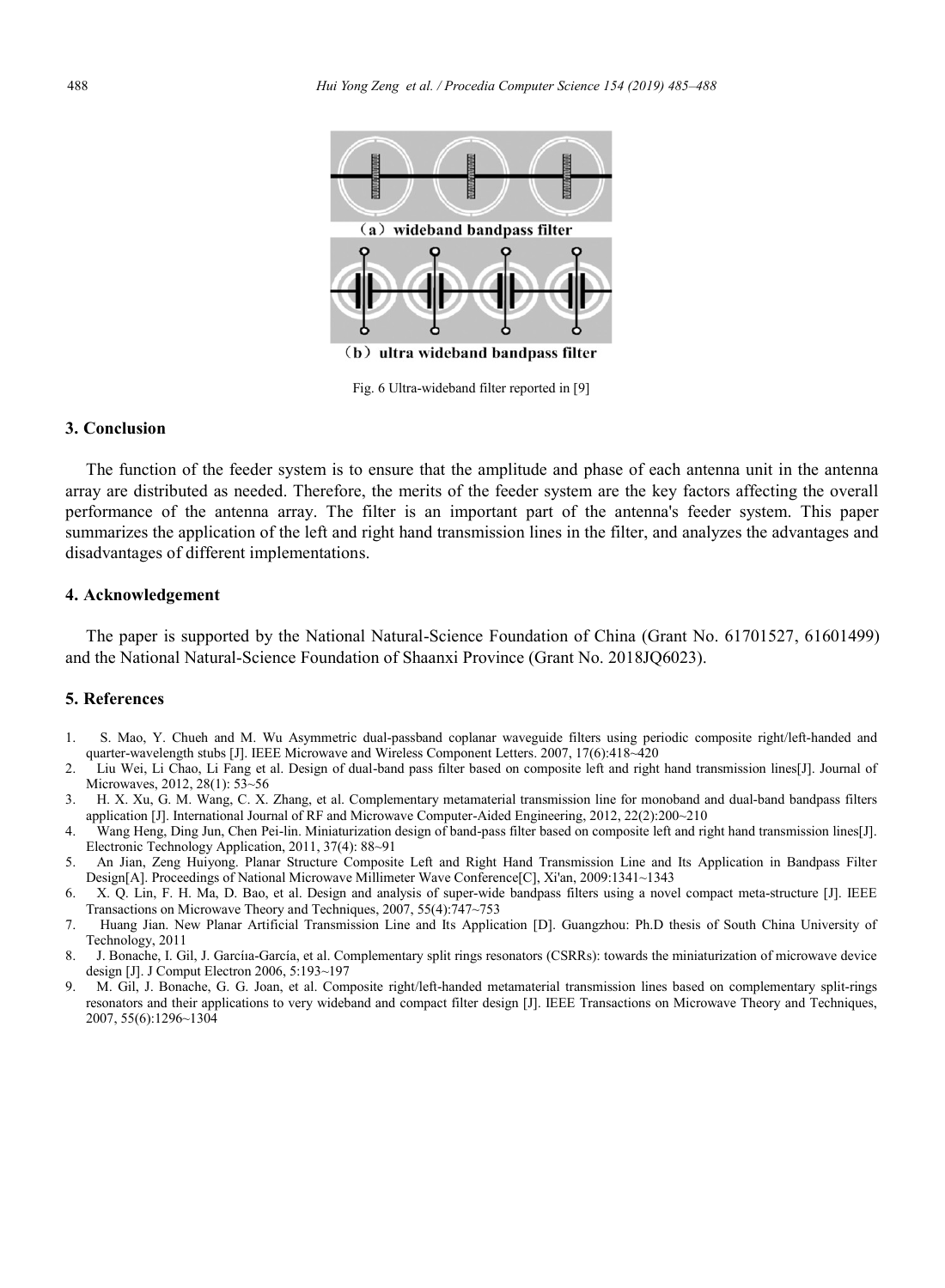（a）wideband bandpass filter

（b）ultra wideband bandpass filter

Fig. 6 Ultra-wideband filter reported in [9]

## 3. Conclusion

The function of the feeder system is to ensure that the amplitude and phase of each antenna unit in the antenna array are distributed as needed. Therefore, the merits of the feeder system are the key factors affecting the overall performance of the antenna array. The filter is an important part of the antenna's feeder system. This paper summarizes the application of the left and right hand transmission lines in the filter, and analyzes the advantages and disadvantages of different implementations.

## 4. Acknowledgement

The paper is supported by the National Natural-Science Foundation of China (Grant No. 61701527, 61601499) and the National Natural-Science Foundation of Shaanxi Province (Grant No. 2018JQ6023).

## 5. References

1. S. Mao, Y. Chueh and M. Wu Asymmetric dual-passband coplanar waveguide filters using periodic composite right/left-handed and quarter-wavelength stubs [J]. IEEE Microwave and Wireless Component Letters. 2007, 17(6):418~420
2. Liu Wei, Li Chao, Li Fang et al. Design of dual-band pass filter based on composite left and right hand transmission lines[J]. Journal of Microwaves, 2012, 28(1): 53~56
3. H. X. Xu, G. M. Wang, C. X. Zhang, et al. Complementary metamaterial transmission line for monoband and dual-band bandpass filters application [J]. International Journal of RF and Microwave Computer-Aided Engineering, 2012, 22(2):200~210
4. Wang Heng, Ding Jun, Chen Pei-lin. Miniaturization design of band-pass filter based on composite left and right hand transmission lines[J]. Electronic Technology Application, 2011, 37(4): 88~91
5. An Jian, Zeng Huiyong. Planar Structure Composite Left and Right Hand Transmission Line and Its Application in Bandpass Filter Design[A]. Proceedings of National Microwave Millimeter Wave Conference[C], Xi'an, 2009:1341~1343
6. X. Q. Lin, F. H. Ma, D. Bao, et al. Design and analysis of super-wide bandpass filters using a novel compact meta-structure [J]. IEEE Transactions on Microwave Theory and Techniques, 2007, 55(4):747~753
7. Huang Jian. New Planar Artificial Transmission Line and Its Application [D]. Guangzhou: Ph.D thesis of South China University of Technology, 2011
8. J. Bonache, I. Gil, J. Garcíıa-García, et al. Complementary split rings resonators (CSRRs): towards the miniaturization of microwave device design [J]. J Comput Electron 2006, 5:193~197
9. M. Gil, J. Bonache, G. G. Joan, et al. Composite right/left-handed metamaterial transmission lines based on complementary split-rings resonators and their applications to very wideband and compact filter design [J]. IEEE Transactions on Microwave Theory and Techniques, 2007, 55(6):1296~1304